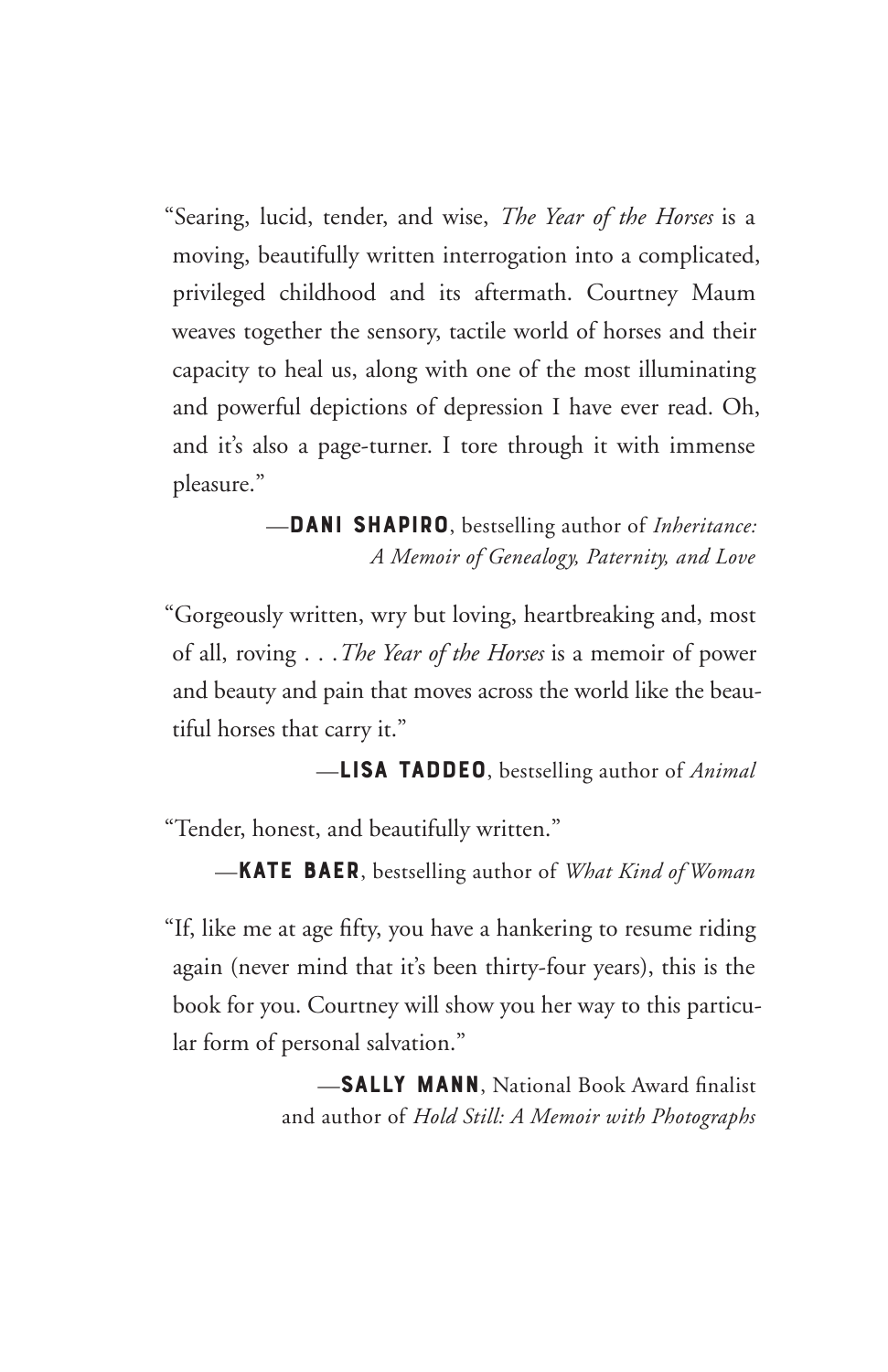"Searing, lucid, tender, and wise, *The Year of the Horses* is a moving, beautifully written interrogation into a complicated, privileged childhood and its aftermath. Courtney Maum weaves together the sensory, tactile world of horses and their capacity to heal us, along with one of the most illuminating and powerful depictions of depression I have ever read. Oh, and it's also a page-turner. I tore through it with immense pleasure."

—**DANI SHAPIRO**, bestselling author of *Inheritance: A Memoir of Genealogy, Paternity, and Love*

"Gorgeously written, wry but loving, heartbreaking and, most of all, roving . . . *The Year of the Horses* is a memoir of power and beauty and pain that moves across the world like the beautiful horses that carry it."

—**LISA TADDEO**, bestselling author of *Animal*

"Tender, honest, and beautifully written."

—**KATE BAER**, bestselling author of *What Kind of Woman*

"If, like me at age fifty, you have a hankering to resume riding again (never mind that it's been thirty-four years), this is the book for you. Courtney will show you her way to this particular form of personal salvation."

—**SALLY MANN**, National Book Award finalist and author of *Hold Still: A Memoir with Photographs*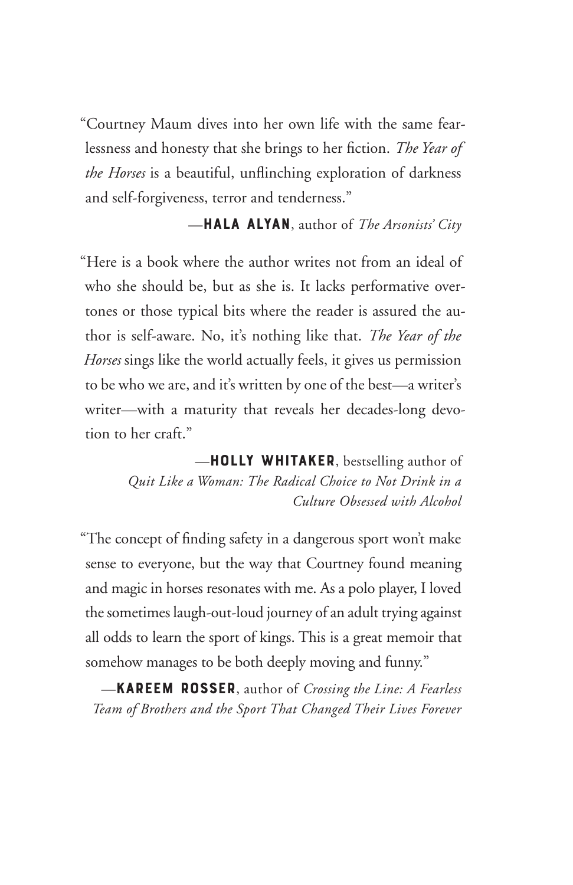"Courtney Maum dives into her own life with the same fearlessness and honesty that she brings to her fiction. *The Year of the Horses* is a beautiful, unflinching exploration of darkness and self-forgiveness, terror and tenderness."

—**HALA ALYAN**, author of *The Arsonists' City*

"Here is a book where the author writes not from an ideal of who she should be, but as she is. It lacks performative overtones or those typical bits where the reader is assured the author is self-aware. No, it's nothing like that. *The Year of the Horses* sings like the world actually feels, it gives us permission to be who we are, and it's written by one of the best—a writer's writer—with a maturity that reveals her decades-long devotion to her craft."

—**HOLLY WHITAKER**, bestselling author of *Quit Like a Woman: The Radical Choice to Not Drink in a Culture Obsessed with Alcohol*

"The concept of finding safety in a dangerous sport won't make sense to everyone, but the way that Courtney found meaning and magic in horses resonates with me. As a polo player, I loved the sometimes laugh-out-loud journey of an adult trying against all odds to learn the sport of kings. This is a great memoir that somehow manages to be both deeply moving and funny."

—**KAREEM ROSSER**, author of *Crossing the Line: A Fearless Team of Brothers and the Sport That Changed Their Lives Forever*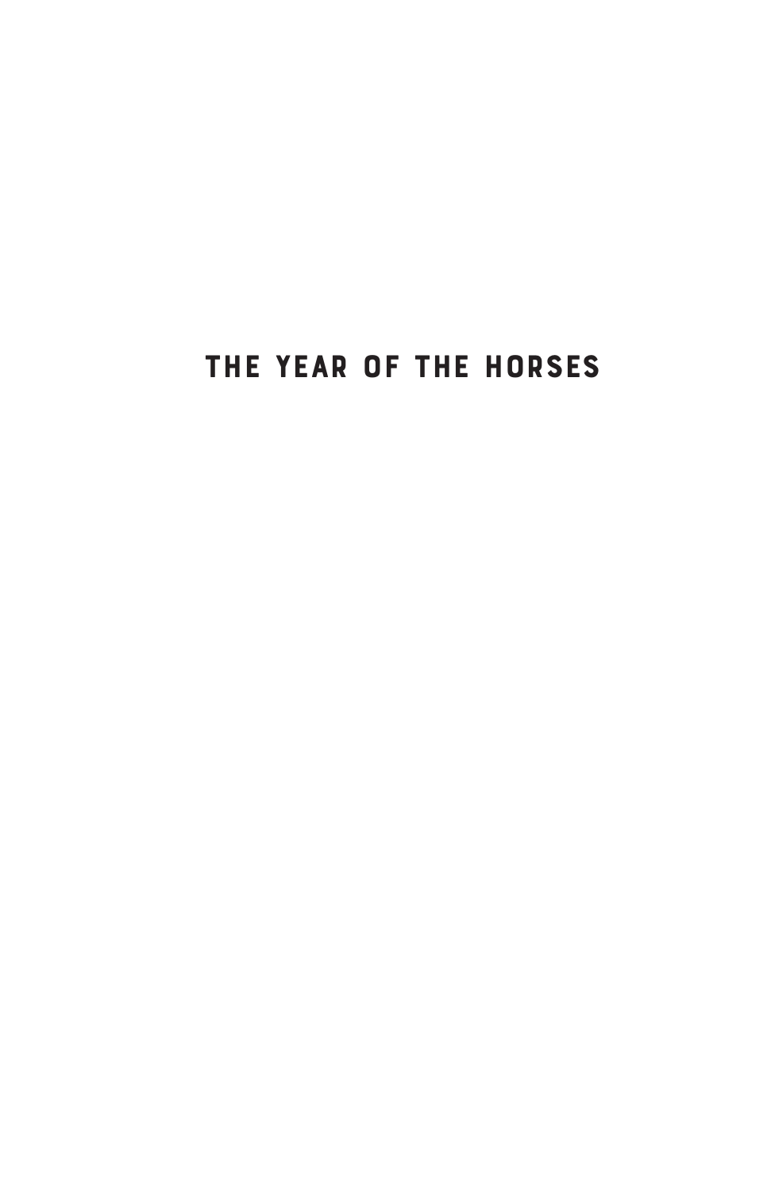# THE YEAR OF THE HORSES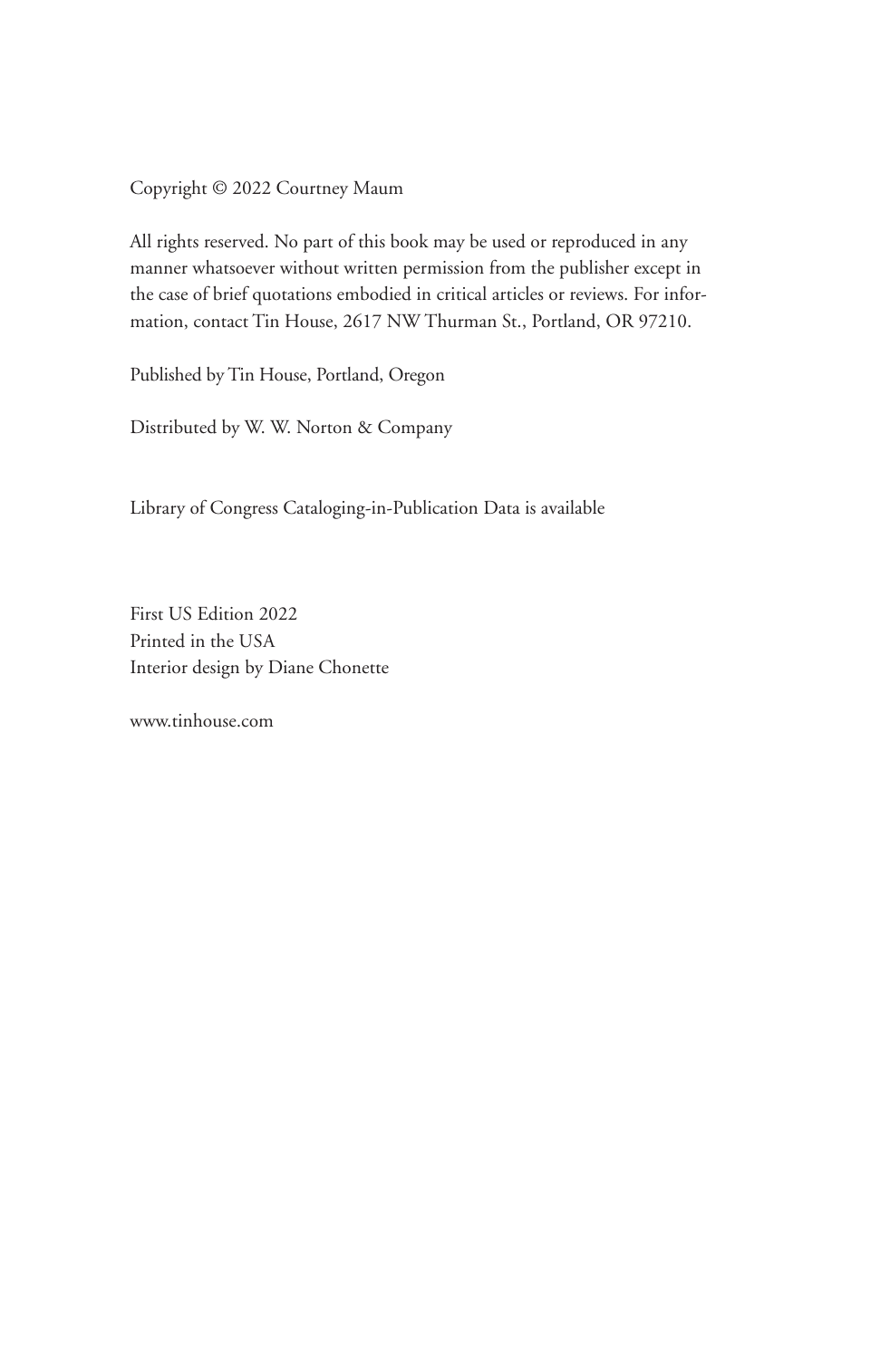Copyright © 2022 Courtney Maum

All rights reserved. No part of this book may be used or reproduced in any manner whatsoever without written permission from the publisher except in the case of brief quotations embodied in critical articles or reviews. For information, contact Tin House, 2617 NW Thurman St., Portland, OR 97210.

Published by Tin House, Portland, Oregon

Distributed by W. W. Norton & Company

Library of Congress Cataloging-in-Publication Data is available

First US Edition 2022  
Printed in the USA  
Interior design by Diane Chonette

www.tinhouse.com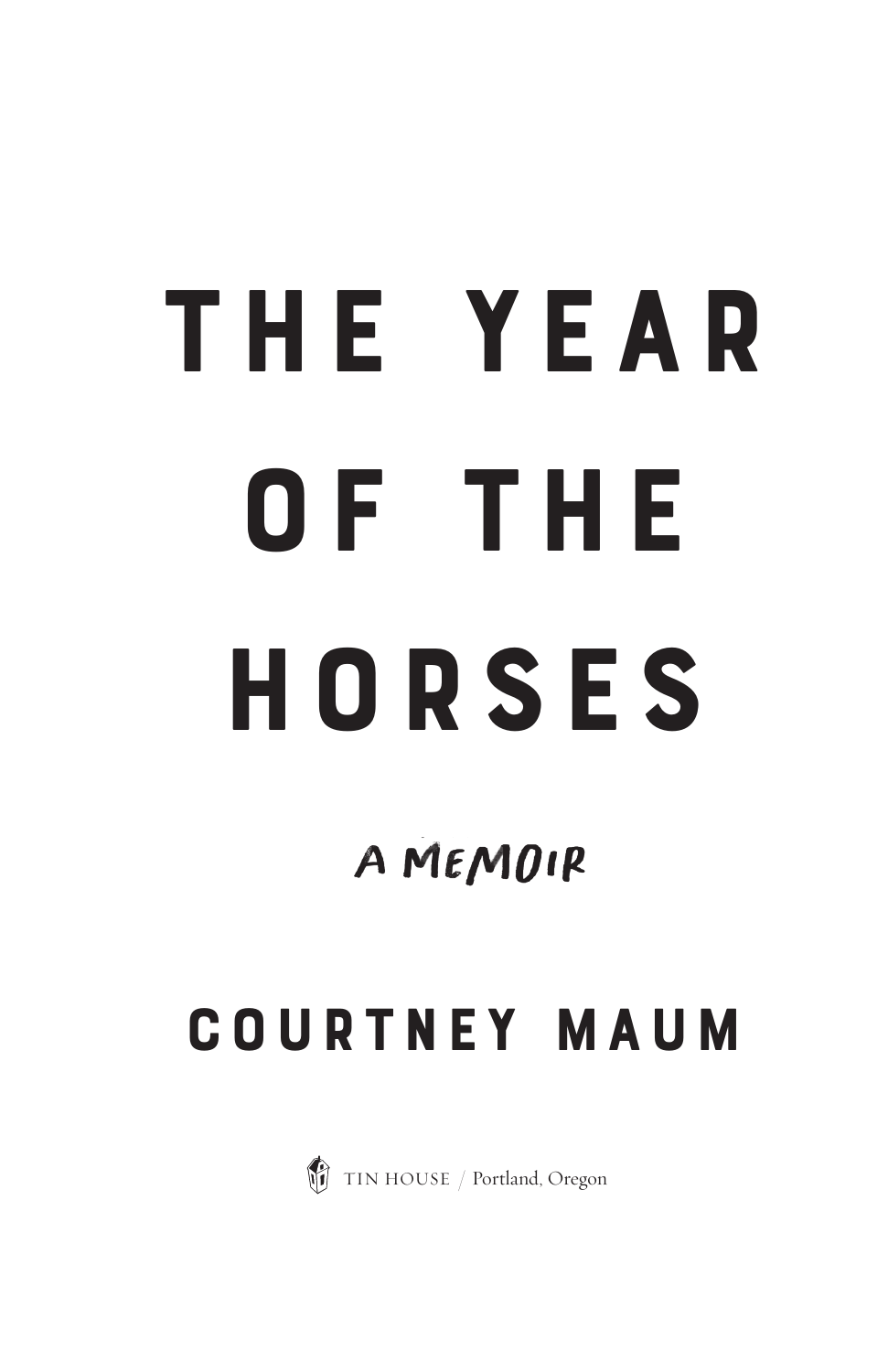# THE YEAR OF THE HORSES

*A MEMOIR*

**COURTNEY MAUM**

TIN HOUSE / Portland, Oregon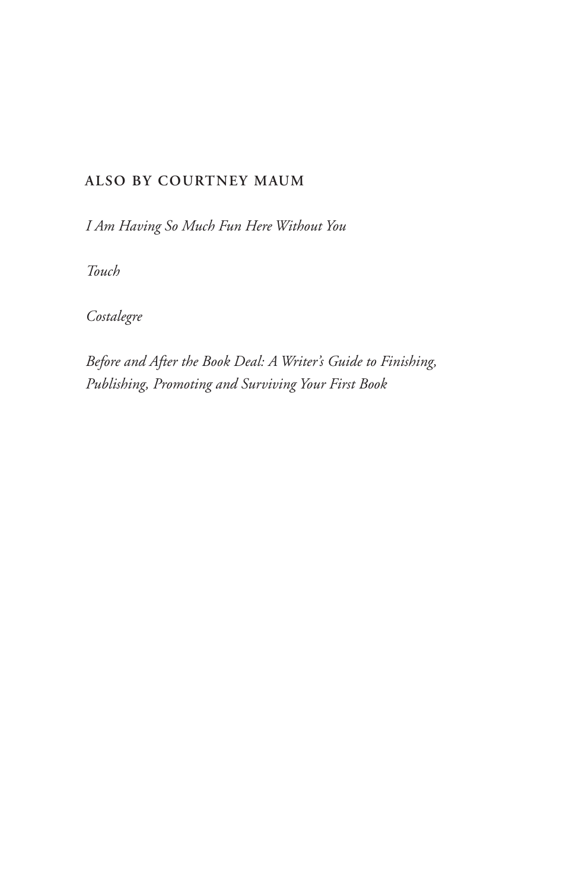**ALSO BY COURTNEY MAUM**

*I Am Having So Much Fun Here Without You*

*Touch*

*Costalegre*

*Before and After the Book Deal: A Writer's Guide to Finishing, Publishing, Promoting and Surviving Your First Book*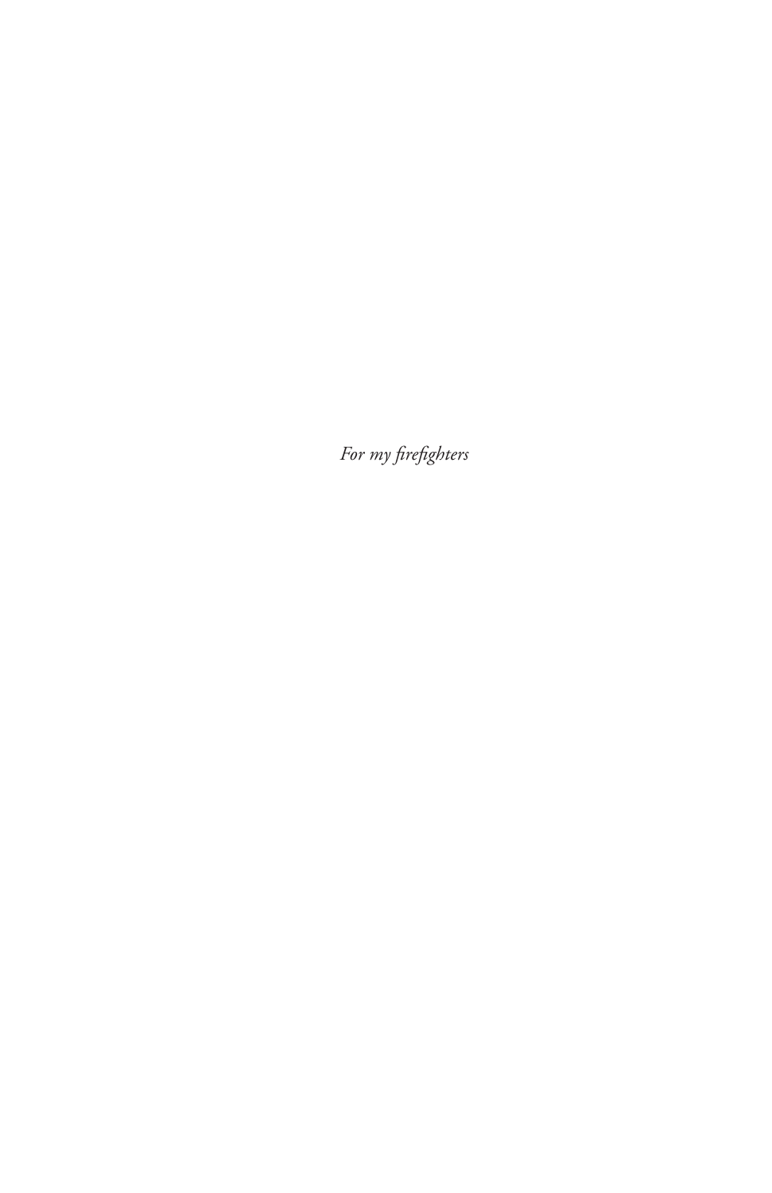*For my firefighters*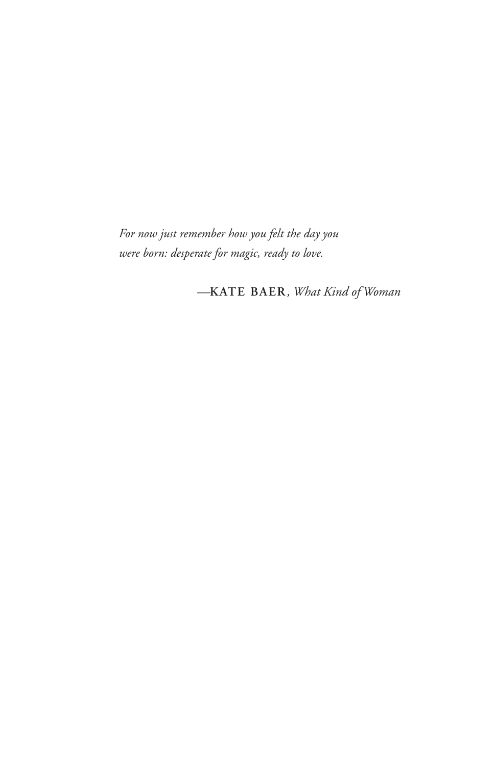*For now just remember how you felt the day you were born: desperate for magic, ready to love.*

—**KATE BAER**, *What Kind of Woman*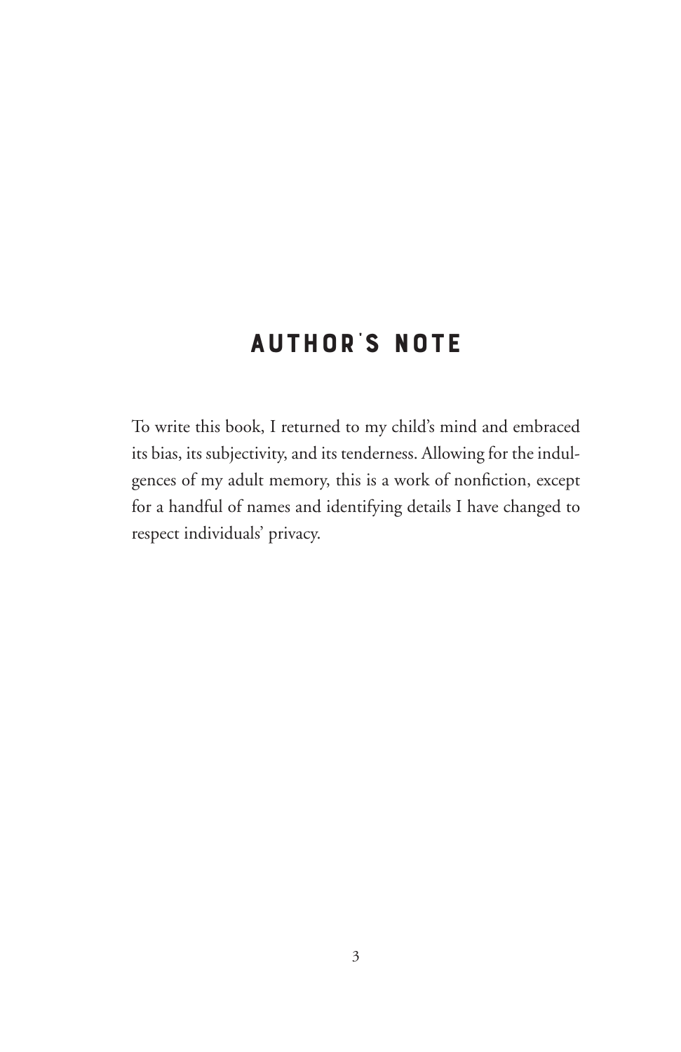# AUTHOR'S NOTE

To write this book, I returned to my child's mind and embraced its bias, its subjectivity, and its tenderness. Allowing for the indulgences of my adult memory, this is a work of nonfiction, except for a handful of names and identifying details I have changed to respect individuals' privacy.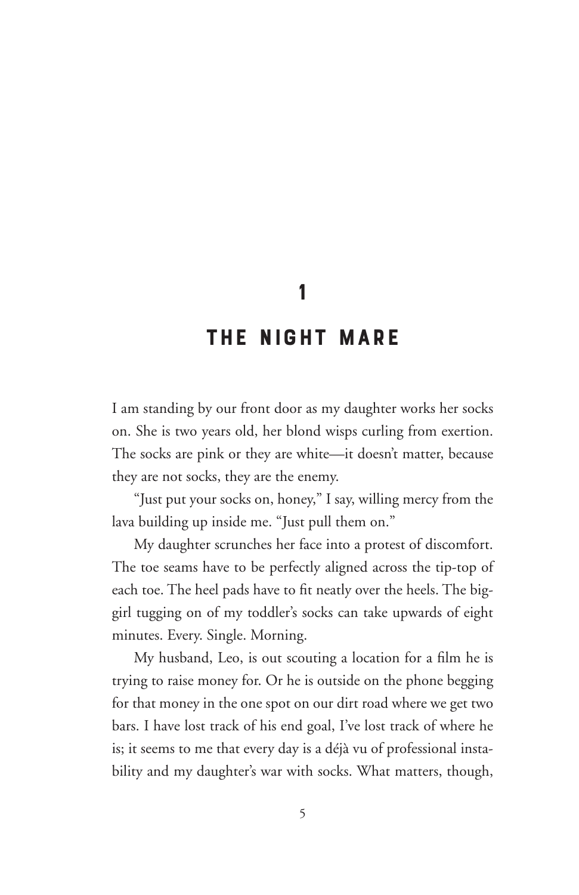# 1

# THE NIGHT MARE

I am standing by our front door as my daughter works her socks on. She is two years old, her blond wisps curling from exertion. The socks are pink or they are white—it doesn't matter, because they are not socks, they are the enemy.

"Just put your socks on, honey," I say, willing mercy from the lava building up inside me. "Just pull them on."

My daughter scrunches her face into a protest of discomfort. The toe seams have to be perfectly aligned across the tip-top of each toe. The heel pads have to fit neatly over the heels. The big-girl tugging on of my toddler's socks can take upwards of eight minutes. Every. Single. Morning.

My husband, Leo, is out scouting a location for a film he is trying to raise money for. Or he is outside on the phone begging for that money in the one spot on our dirt road where we get two bars. I have lost track of his end goal, I've lost track of where he is; it seems to me that every day is a déjà vu of professional instability and my daughter's war with socks. What matters, though,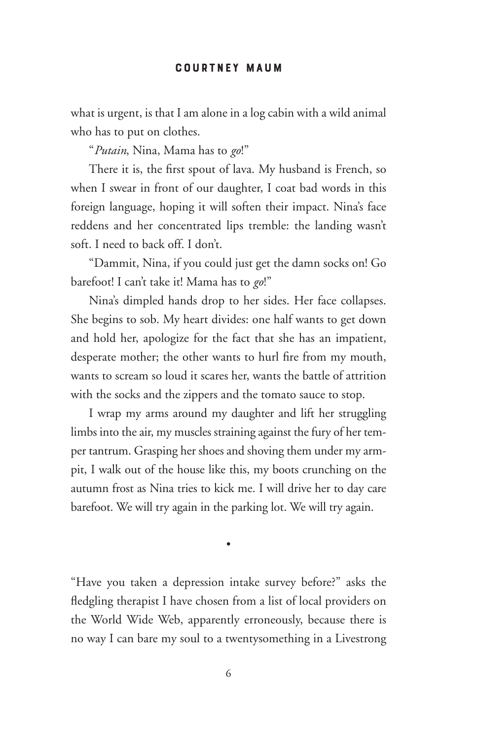what is urgent, is that I am alone in a log cabin with a wild animal who has to put on clothes.

"*Putain*, Nina, Mama has to *go*!"

There it is, the first spout of lava. My husband is French, so when I swear in front of our daughter, I coat bad words in this foreign language, hoping it will soften their impact. Nina's face reddens and her concentrated lips tremble: the landing wasn't soft. I need to back off. I don't.

"Dammit, Nina, if you could just get the damn socks on! Go barefoot! I can't take it! Mama has to *go*!"

Nina's dimpled hands drop to her sides. Her face collapses. She begins to sob. My heart divides: one half wants to get down and hold her, apologize for the fact that she has an impatient, desperate mother; the other wants to hurl fire from my mouth, wants to scream so loud it scares her, wants the battle of attrition with the socks and the zippers and the tomato sauce to stop.

I wrap my arms around my daughter and lift her struggling limbs into the air, my muscles straining against the fury of her temper tantrum. Grasping her shoes and shoving them under my armpit, I walk out of the house like this, my boots crunching on the autumn frost as Nina tries to kick me. I will drive her to day care barefoot. We will try again in the parking lot. We will try again.

•

"Have you taken a depression intake survey before?" asks the fledgling therapist I have chosen from a list of local providers on the World Wide Web, apparently erroneously, because there is no way I can bare my soul to a twentysomething in a Livestrong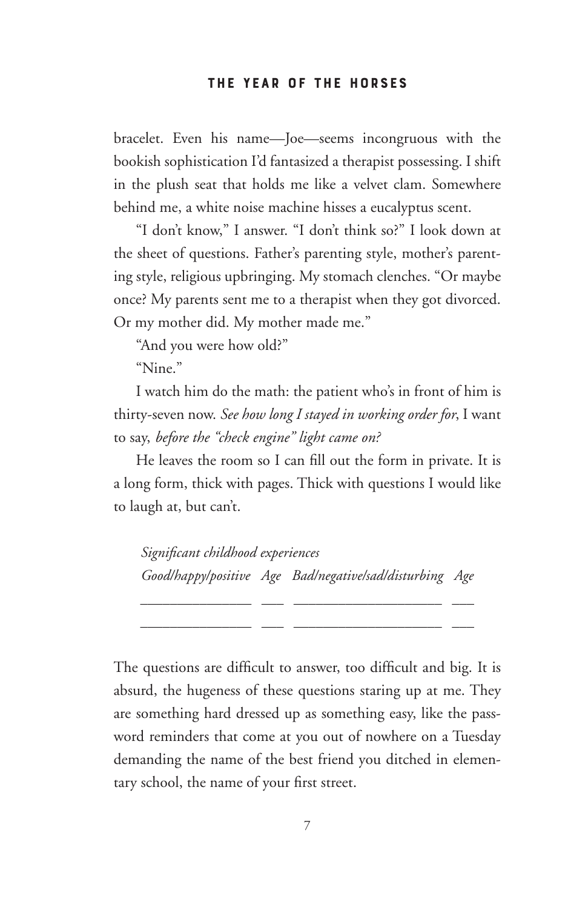bracelet. Even his name—Joe—seems incongruous with the bookish sophistication I'd fantasized a therapist possessing. I shift in the plush seat that holds me like a velvet clam. Somewhere behind me, a white noise machine hisses a eucalyptus scent.

"I don't know," I answer. "I don't think so?" I look down at the sheet of questions. Father's parenting style, mother's parenting style, religious upbringing. My stomach clenches. "Or maybe once? My parents sent me to a therapist when they got divorced. Or my mother did. My mother made me."

"And you were how old?"

"Nine."

I watch him do the math: the patient who's in front of him is thirty-seven now. *See how long I stayed in working order for*, I want to say, *before the "check engine" light came on?*

He leaves the room so I can fill out the form in private. It is a long form, thick with pages. Thick with questions I would like to laugh at, but can't.

*Significant childhood experiences*

| *Good/happy/positive* | *Age* | *Bad/negative/sad/disturbing* | *Age* |
|---|---|---|---|
| ______________ | ___ | ___________________ | ___ |
| ______________ | ___ | ___________________ | ___ |

The questions are difficult to answer, too difficult and big. It is absurd, the hugeness of these questions staring up at me. They are something hard dressed up as something easy, like the password reminders that come at you out of nowhere on a Tuesday demanding the name of the best friend you ditched in elementary school, the name of your first street.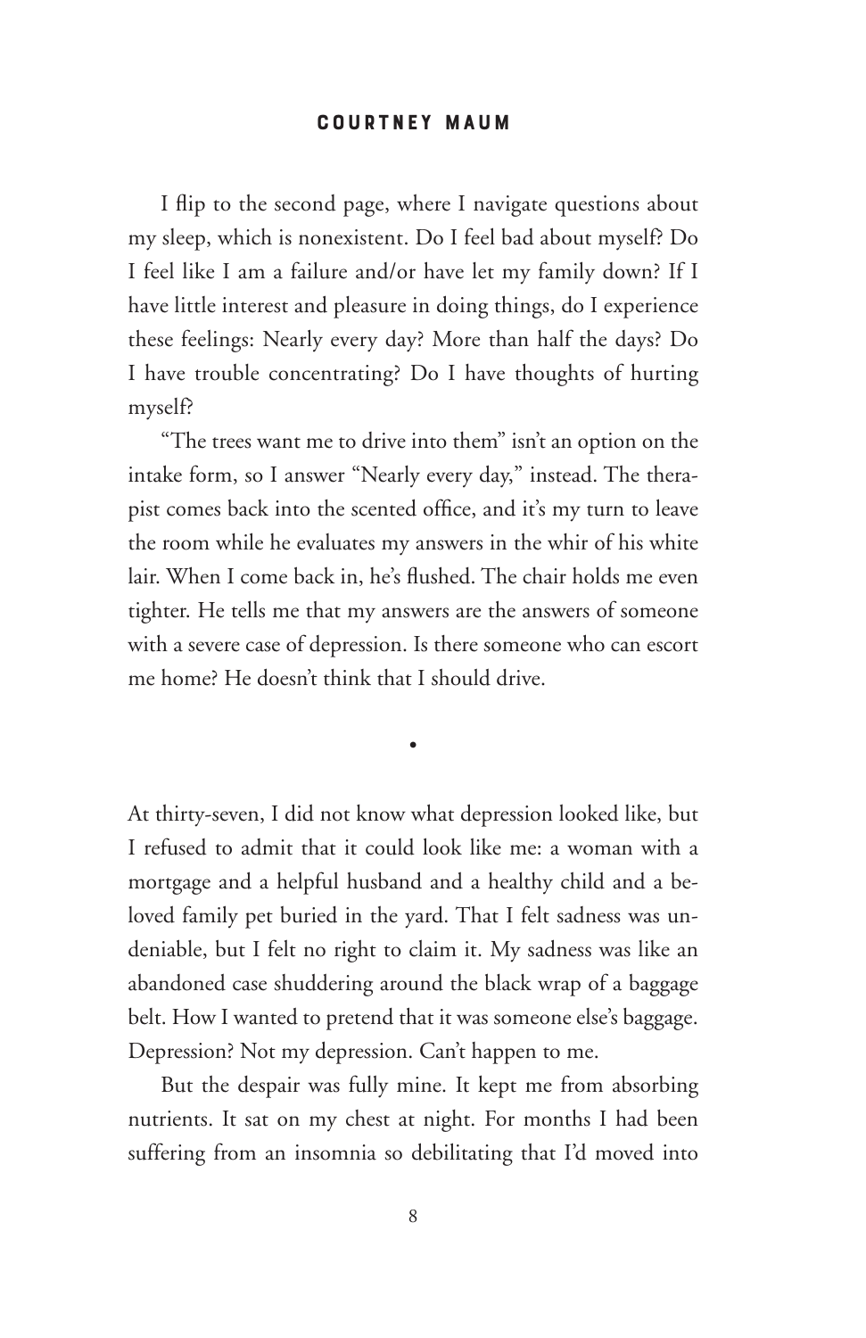I flip to the second page, where I navigate questions about my sleep, which is nonexistent. Do I feel bad about myself? Do I feel like I am a failure and/or have let my family down? If I have little interest and pleasure in doing things, do I experience these feelings: Nearly every day? More than half the days? Do I have trouble concentrating? Do I have thoughts of hurting myself?

"The trees want me to drive into them" isn't an option on the intake form, so I answer "Nearly every day," instead. The therapist comes back into the scented office, and it's my turn to leave the room while he evaluates my answers in the whir of his white lair. When I come back in, he's flushed. The chair holds me even tighter. He tells me that my answers are the answers of someone with a severe case of depression. Is there someone who can escort me home? He doesn't think that I should drive.

•

At thirty-seven, I did not know what depression looked like, but I refused to admit that it could look like me: a woman with a mortgage and a helpful husband and a healthy child and a beloved family pet buried in the yard. That I felt sadness was undeniable, but I felt no right to claim it. My sadness was like an abandoned case shuddering around the black wrap of a baggage belt. How I wanted to pretend that it was someone else's baggage. Depression? Not my depression. Can't happen to me.

But the despair was fully mine. It kept me from absorbing nutrients. It sat on my chest at night. For months I had been suffering from an insomnia so debilitating that I'd moved into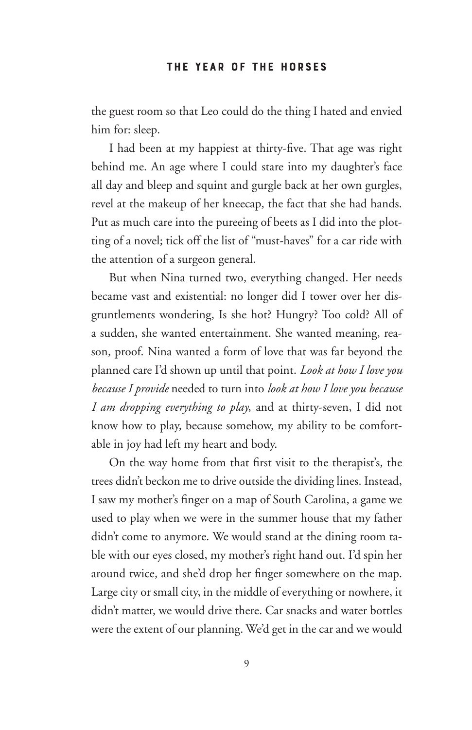the guest room so that Leo could do the thing I hated and envied him for: sleep.

I had been at my happiest at thirty-five. That age was right behind me. An age where I could stare into my daughter's face all day and bleep and squint and gurgle back at her own gurgles, revel at the makeup of her kneecap, the fact that she had hands. Put as much care into the pureeing of beets as I did into the plotting of a novel; tick off the list of "must-haves" for a car ride with the attention of a surgeon general.

But when Nina turned two, everything changed. Her needs became vast and existential: no longer did I tower over her disgruntlements wondering, Is she hot? Hungry? Too cold? All of a sudden, she wanted entertainment. She wanted meaning, reason, proof. Nina wanted a form of love that was far beyond the planned care I'd shown up until that point. *Look at how I love you because I provide* needed to turn into *look at how I love you because I am dropping everything to play*, and at thirty-seven, I did not know how to play, because somehow, my ability to be comfortable in joy had left my heart and body.

On the way home from that first visit to the therapist's, the trees didn't beckon me to drive outside the dividing lines. Instead, I saw my mother's finger on a map of South Carolina, a game we used to play when we were in the summer house that my father didn't come to anymore. We would stand at the dining room table with our eyes closed, my mother's right hand out. I'd spin her around twice, and she'd drop her finger somewhere on the map. Large city or small city, in the middle of everything or nowhere, it didn't matter, we would drive there. Car snacks and water bottles were the extent of our planning. We'd get in the car and we would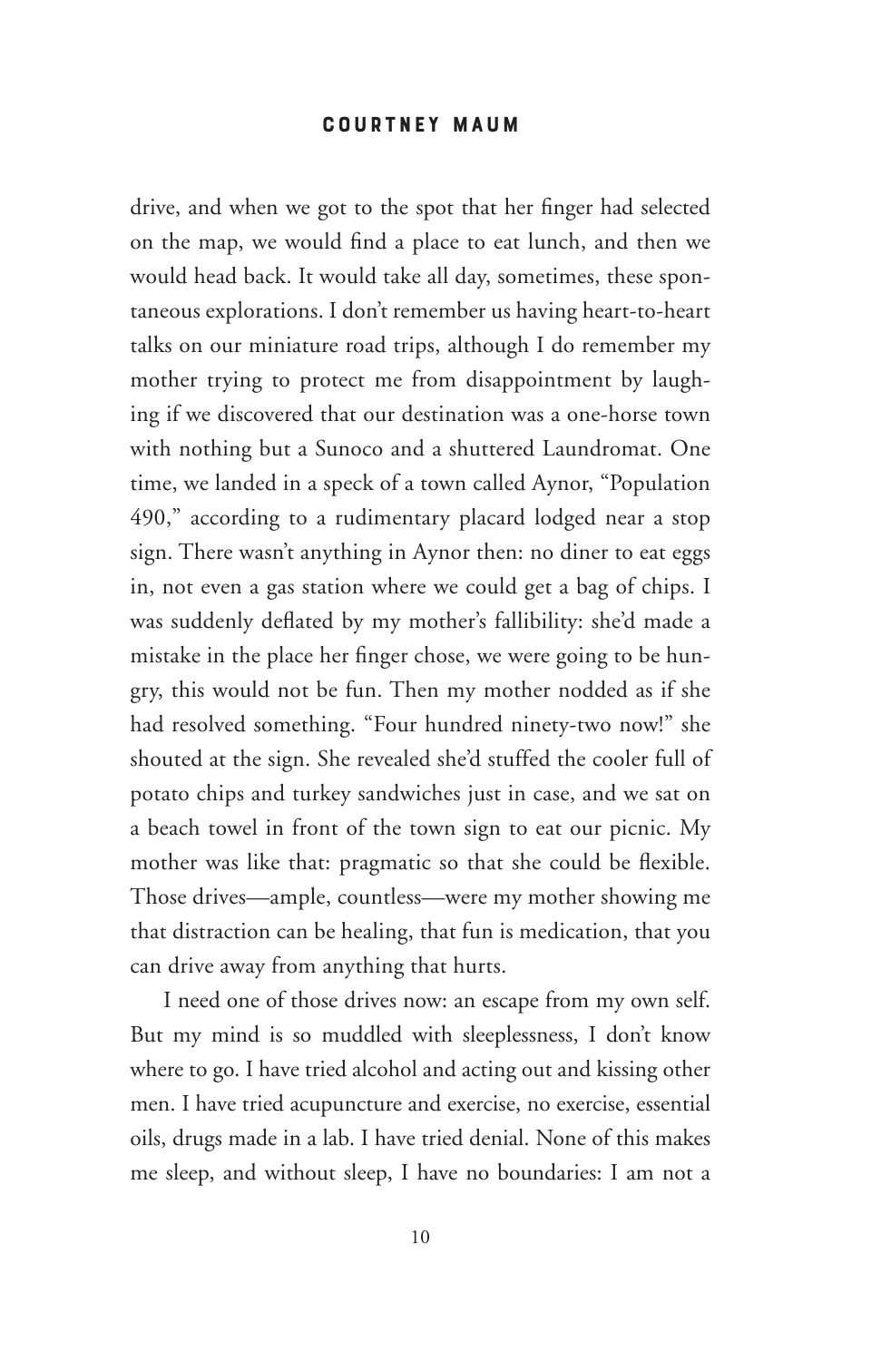drive, and when we got to the spot that her finger had selected on the map, we would find a place to eat lunch, and then we would head back. It would take all day, sometimes, these spontaneous explorations. I don't remember us having heart-to-heart talks on our miniature road trips, although I do remember my mother trying to protect me from disappointment by laughing if we discovered that our destination was a one-horse town with nothing but a Sunoco and a shuttered Laundromat. One time, we landed in a speck of a town called Aynor, "Population 490," according to a rudimentary placard lodged near a stop sign. There wasn't anything in Aynor then: no diner to eat eggs in, not even a gas station where we could get a bag of chips. I was suddenly deflated by my mother's fallibility: she'd made a mistake in the place her finger chose, we were going to be hungry, this would not be fun. Then my mother nodded as if she had resolved something. "Four hundred ninety-two now!" she shouted at the sign. She revealed she'd stuffed the cooler full of potato chips and turkey sandwiches just in case, and we sat on a beach towel in front of the town sign to eat our picnic. My mother was like that: pragmatic so that she could be flexible. Those drives—ample, countless—were my mother showing me that distraction can be healing, that fun is medication, that you can drive away from anything that hurts.

I need one of those drives now: an escape from my own self. But my mind is so muddled with sleeplessness, I don't know where to go. I have tried alcohol and acting out and kissing other men. I have tried acupuncture and exercise, no exercise, essential oils, drugs made in a lab. I have tried denial. None of this makes me sleep, and without sleep, I have no boundaries: I am not a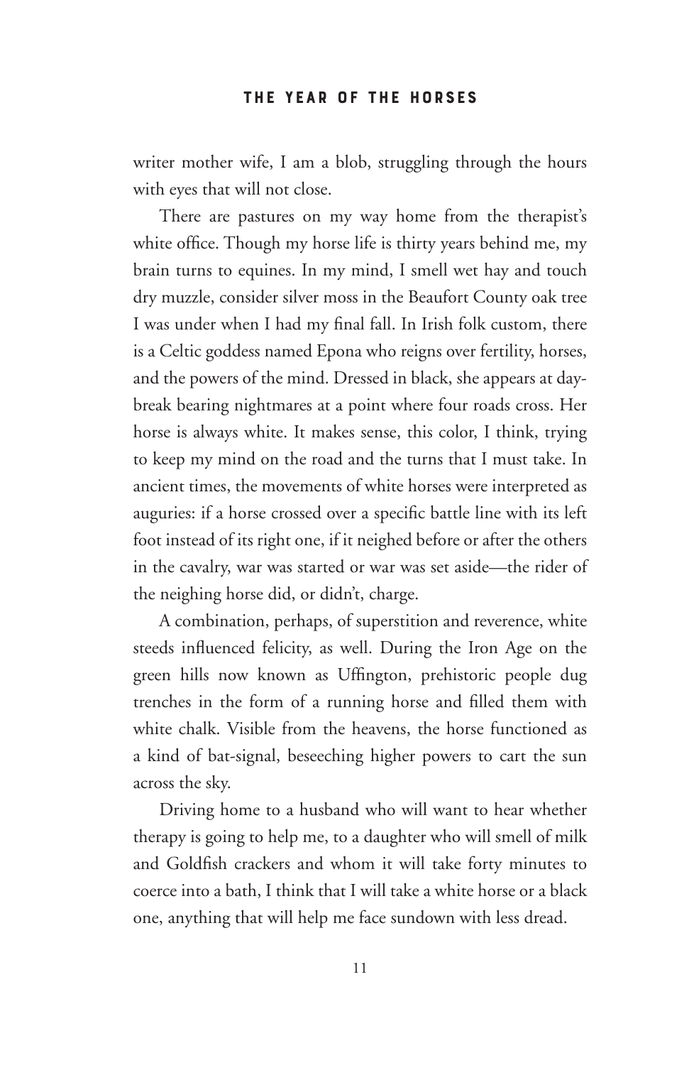writer mother wife, I am a blob, struggling through the hours with eyes that will not close.

There are pastures on my way home from the therapist's white office. Though my horse life is thirty years behind me, my brain turns to equines. In my mind, I smell wet hay and touch dry muzzle, consider silver moss in the Beaufort County oak tree I was under when I had my final fall. In Irish folk custom, there is a Celtic goddess named Epona who reigns over fertility, horses, and the powers of the mind. Dressed in black, she appears at daybreak bearing nightmares at a point where four roads cross. Her horse is always white. It makes sense, this color, I think, trying to keep my mind on the road and the turns that I must take. In ancient times, the movements of white horses were interpreted as auguries: if a horse crossed over a specific battle line with its left foot instead of its right one, if it neighed before or after the others in the cavalry, war was started or war was set aside—the rider of the neighing horse did, or didn't, charge.

A combination, perhaps, of superstition and reverence, white steeds influenced felicity, as well. During the Iron Age on the green hills now known as Uffington, prehistoric people dug trenches in the form of a running horse and filled them with white chalk. Visible from the heavens, the horse functioned as a kind of bat-signal, beseeching higher powers to cart the sun across the sky.

Driving home to a husband who will want to hear whether therapy is going to help me, to a daughter who will smell of milk and Goldfish crackers and whom it will take forty minutes to coerce into a bath, I think that I will take a white horse or a black one, anything that will help me face sundown with less dread.